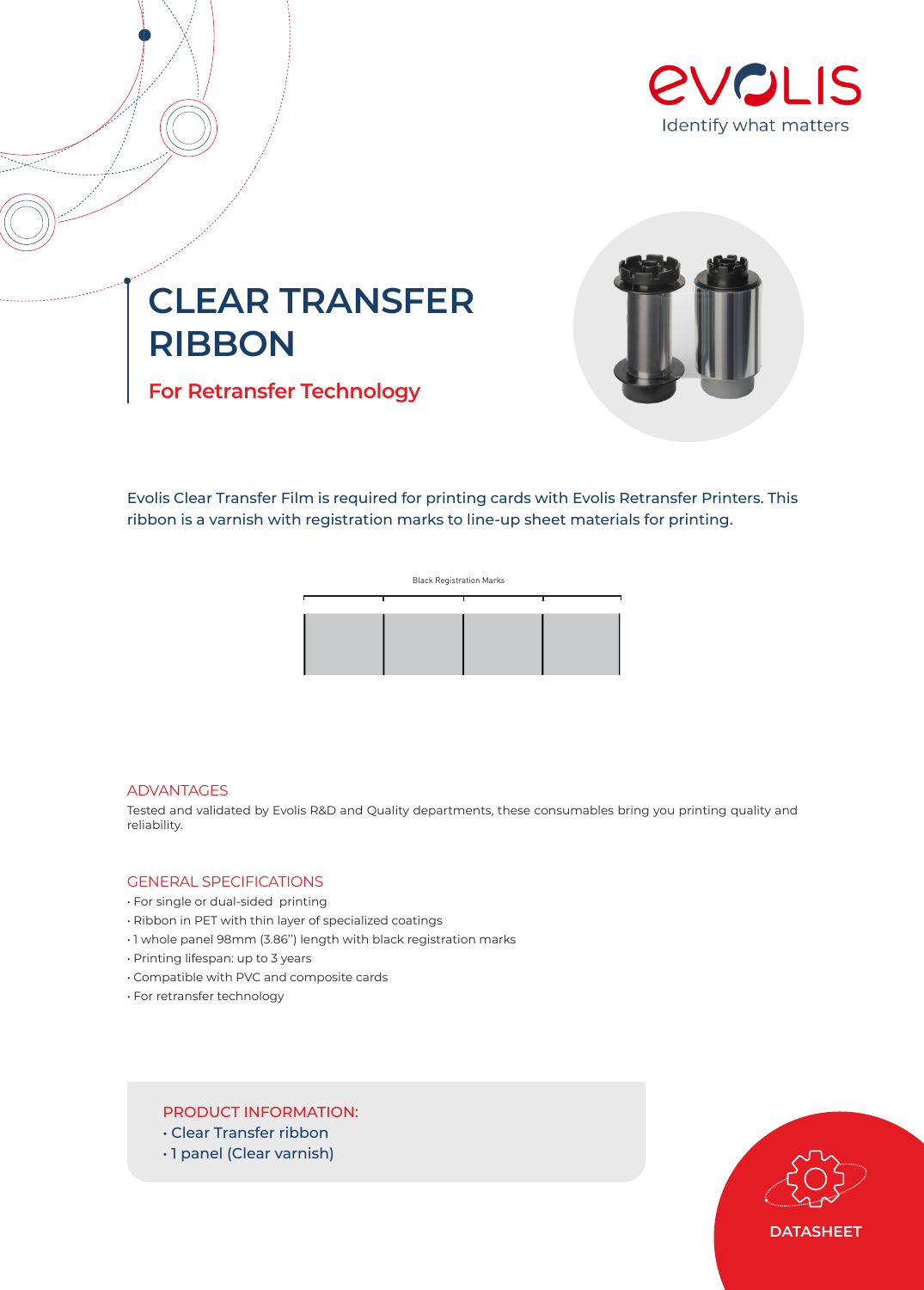Evolis

Identify what matters

# CLEAR TRANSFER RIBBON

## For Retransfer Technology

Evolis Clear Transfer Film is required for printing cards with Evolis Retransfer Printers. This ribbon is a varnish with registration marks to line-up sheet materials for printing.

Black Registration Marks

### ADVANTAGES

Tested and validated by Evolis R&D and Quality departments, these consumables bring you printing quality and reliability.

### GENERAL SPECIFICATIONS

- For single or dual-sided printing
- Ribbon in PET with thin layer of specialized coatings
- 1 whole panel 98mm (3.86'') length with black registration marks
- Printing lifespan: up to 3 years
- Compatible with PVC and composite cards
- For retransfer technology

### PRODUCT INFORMATION:

- Clear Transfer ribbon
- 1 panel (Clear varnish)

DATASHEET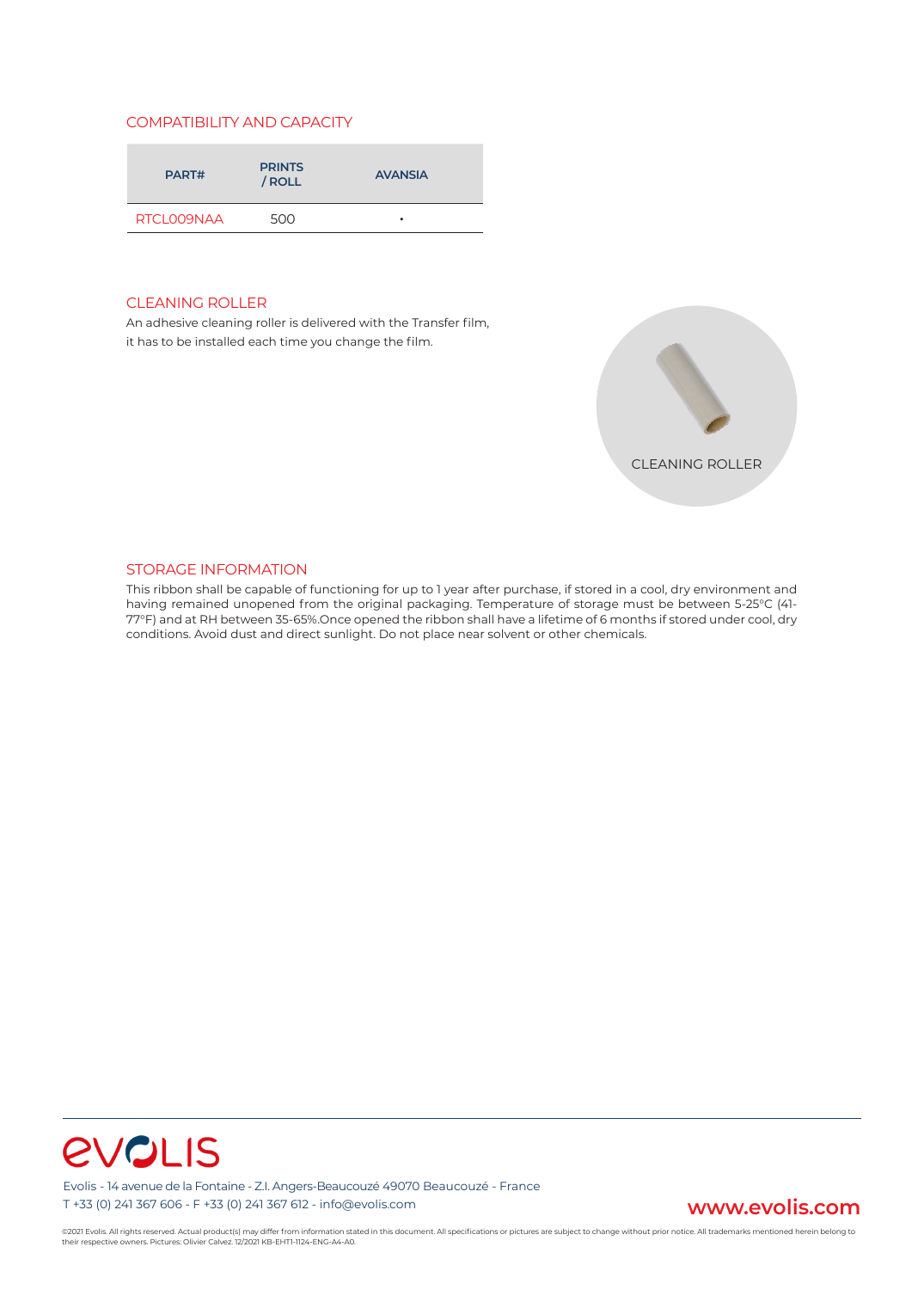## COMPATIBILITY AND CAPACITY

| PART# | PRINTS / ROLL | AVANSIA |
|---|---|---|
| RTCL009NAA | 500 | • |

## CLEANING ROLLER

An adhesive cleaning roller is delivered with the Transfer film, it has to be installed each time you change the film.

CLEANING ROLLER

## STORAGE INFORMATION

This ribbon shall be capable of functioning for up to 1 year after purchase, if stored in a cool, dry environment and having remained unopened from the original packaging. Temperature of storage must be between 5-25°C (41-77°F) and at RH between 35-65%.Once opened the ribbon shall have a lifetime of 6 months if stored under cool, dry conditions. Avoid dust and direct sunlight. Do not place near solvent or other chemicals.

EVOLIS

Evolis - 14 avenue de la Fontaine - Z.I. Angers-Beaucouzé 49070 Beaucouzé - France
T +33 (0) 241 367 606 - F +33 (0) 241 367 612 - info@evolis.com

www.evolis.com

©2021 Evolis. All rights reserved. Actual product(s) may differ from information stated in this document. All specifications or pictures are subject to change without prior notice. All trademarks mentioned herein belong to their respective owners. Pictures: Olivier Calvez. 12/2021 KB-EHT1-1124-ENG-A4-A0.